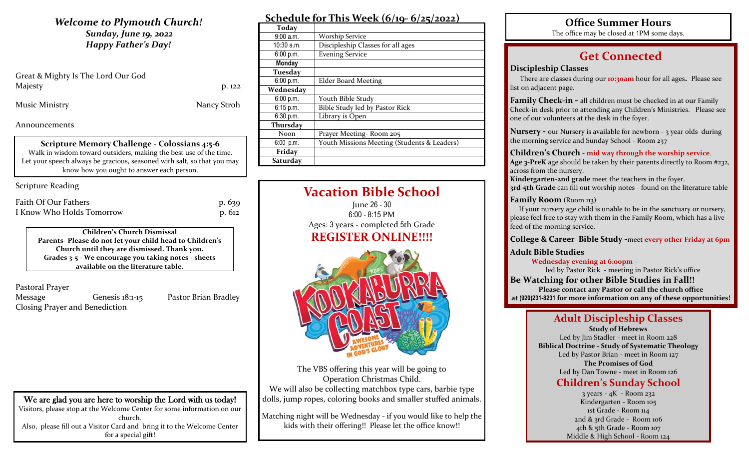## *Welcome to Plymouth Church!*

***Sunday, June 19, 2022***

***Happy Father's Day!***

Great & Mighty Is The Lord Our God
Majesty p. 122

Music Ministry Nancy Stroh

Announcements

**Scripture Memory Challenge - Colossians 4:5-6**

Walk in wisdom toward outsiders, making the best use of the time. Let your speech always be gracious, seasoned with salt, so that you may know how you ought to answer each person.

Scripture Reading

Faith Of Our Fathers p. 639
I Know Who Holds Tomorrow p. 612

**Children's Church Dismissal**
**Parents- Please do not let your child head to Children's Church until they are dismissed. Thank you. Grades 3-5 - We encourage you taking notes - sheets available on the literature table.**

Pastoral Prayer
Message Genesis 18:1-15 Pastor Brian Bradley
Closing Prayer and Benediction

**We are glad you are here to worship the Lord with us today!**

Visitors, please stop at the Welcome Center for some information on our church.
Also, please fill out a Visitor Card and bring it to the Welcome Center for a special gift!

## Schedule for This Week (6/19- 6/25/2022)

| **Today** | |
|---|---|
| 9:00 a.m. | Worship Service |
| 10:30 a.m. | Discipleship Classes for all ages |
| 6:00 p.m. | Evening Service |
| **Monday** | |
| **Tuesday** | |
| 6:00 p.m. | Elder Board Meeting |
| **Wednesday** | |
| 6:00 p.m. | Youth Bible Study |
| 6:15 p.m. | Bible Study led by Pastor Rick |
| 6:30 p.m. | Library is Open |
| **Thursday** | |
| Noon | Prayer Meeting- Room 205 |
| 6:00 p.m. | Youth Missions Meeting (Students & Leaders) |
| **Friday** | |
| **Saturday** | |

## Vacation Bible School

June 26 - 30
6:00 - 8:15 PM
Ages: 3 years - completed 5th Grade

**REGISTER ONLINE!!!!**

The VBS offering this year will be going to Operation Christmas Child.
We will also be collecting matchbox type cars, barbie type dolls, jump ropes, coloring books and smaller stuffed animals.

Matching night will be Wednesday - if you would like to help the kids with their offering!! Please let the office know!!

## Office Summer Hours

The office may be closed at 1PM some days.

## Get Connected

**Discipleship Classes**

There are classes during our **10:30am** hour for all ages**.** Please see list on adjacent page.

**Family Check-in** - all children must be checked in at our Family Check-in desk prior to attending any Children's Ministries. Please see one of our volunteers at the desk in the foyer.

**Nursery** - our Nursery is available for newborn - 3 year olds during the morning service and Sunday School - Room 237

**Children's Church** - **mid way through the worship service**.
**Age 3-PreK** age should be taken by their parents directly to Room #232, across from the nursery.
**Kindergarten-2nd grade** meet the teachers in the foyer.
**3rd-5th Grade** can fill out worship notes - found on the literature table

**Family Room** (Room 113)

If your nursery age child is unable to be in the sanctuary or nursery, please feel free to stay with them in the Family Room, which has a live feed of the morning service.

**College & Career Bible Study** -meet **every other Friday at 6pm**

**Adult Bible Studies**

**Wednesday evening at 6:00pm** -
led by Pastor Rick - meeting in Pastor Rick's office

**Be Watching for other Bible Studies in Fall!!**

**Please contact any Pastor or call the church office at (920)231-8231 for more information on any of these opportunities!**

## Adult Discipleship Classes

**Study of Hebrews**
Led by Jim Stadler - meet in Room 228

**Biblical Doctrine - Study of Systematic Theology**
Led by Pastor Brian - meet in Room 127

**The Promises of God**
Led by Dan Towne - meet in Room 126

## Children's Sunday School

3 years - 4K - Room 232
Kindergarten - Room 105
1st Grade - Room 114
2nd & 3rd Grade - Room 106
4th & 5th Grade - Room 107
Middle & High School - Room 124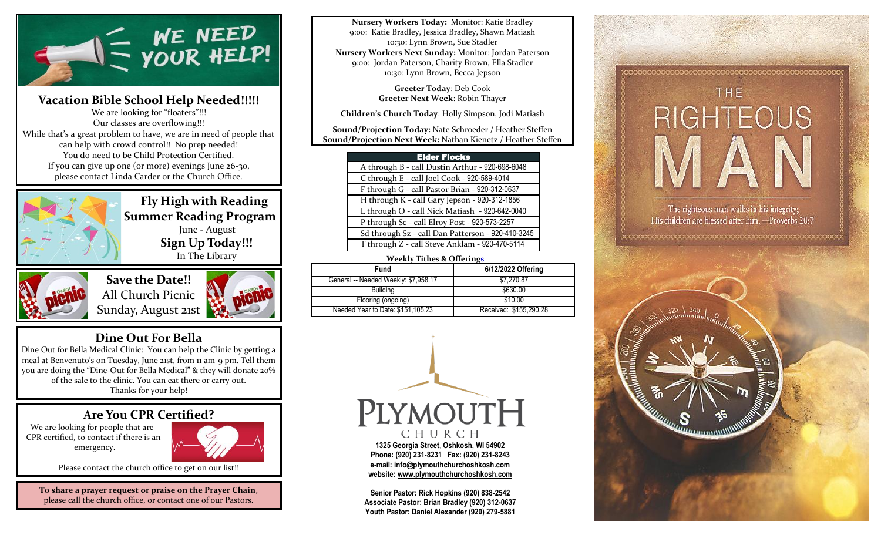# WE NEED YOUR HELP!

## Vacation Bible School Help Needed!!!!!

We are looking for "floaters"!!!
Our classes are overflowing!!!
While that's a great problem to have, we are in need of people that can help with crowd control!! No prep needed!
You do need to be Child Protection Certified.
If you can give up one (or more) evenings June 26-30, please contact Linda Carder or the Church Office.

## Fly High with Reading Summer Reading Program

June - August

**Sign Up Today!!!**

In The Library

## Save the Date!!

All Church Picnic
Sunday, August 21st

## Dine Out For Bella

Dine Out for Bella Medical Clinic: You can help the Clinic by getting a meal at Benvenuto's on Tuesday, June 21st, from 11 am-9 pm. Tell them you are doing the "Dine-Out for Bella Medical" & they will donate 20% of the sale to the clinic. You can eat there or carry out.
Thanks for your help!

## Are You CPR Certified?

We are looking for people that are CPR certified, to contact if there is an emergency.

Please contact the church office to get on our list!!

**To share a prayer request or praise on the Prayer Chain**, please call the church office, or contact one of our Pastors.

**Nursery Workers Today:** Monitor: Katie Bradley
9:00: Katie Bradley, Jessica Bradley, Shawn Matiash
10:30: Lynn Brown, Sue Stadler
**Nursery Workers Next Sunday:** Monitor: Jordan Paterson
9:00: Jordan Paterson, Charity Brown, Ella Stadler
10:30: Lynn Brown, Becca Jepson

**Greeter Today**: Deb Cook
**Greeter Next Week**: Robin Thayer

**Children's Church Today**: Holly Simpson, Jodi Matiash

**Sound/Projection Today:** Nate Schroeder / Heather Steffen
**Sound/Projection Next Week:** Nathan Kienetz / Heather Steffen

| Elder Flocks |
|---|
| A through B - call Dustin Arthur - 920-698-6048 |
| C through E - call Joel Cook - 920-589-4014 |
| F through G - call Pastor Brian - 920-312-0637 |
| H through K - call Gary Jepson - 920-312-1856 |
| L through O - call Nick Matiash - 920-642-0040 |
| P through Sc - call Elroy Post - 920-573-2257 |
| Sd through Sz - call Dan Patterson - 920-410-3245 |
| T through Z - call Steve Anklam - 920-470-5114 |

**Weekly Tithes & Offerings**

| Fund | 6/12/2022 Offering |
|---|---|
| General -- Needed Weekly: $7,958.17 | $7,270.87 |
| Building | $630.00 |
| Flooring (ongoing) | $10.00 |
| Needed Year to Date: $151,105.23 | Received: $155,290.28 |

**PLYMOUTH CHURCH**

**1325 Georgia Street, Oshkosh, WI 54902**
**Phone: (920) 231-8231 Fax: (920) 231-8243**
**e-mail: info@plymouthchurchoshkosh.com**
**website: www.plymouthchurchoshkosh.com**

**Senior Pastor: Rick Hopkins (920) 838-2542**
**Associate Pastor: Brian Bradley (920) 312-0637**
**Youth Pastor: Daniel Alexander (920) 279-5881**

# THE RIGHTEOUS MAN

The righteous man walks in his integrity;
His children are blessed after him. —Proverbs 20:7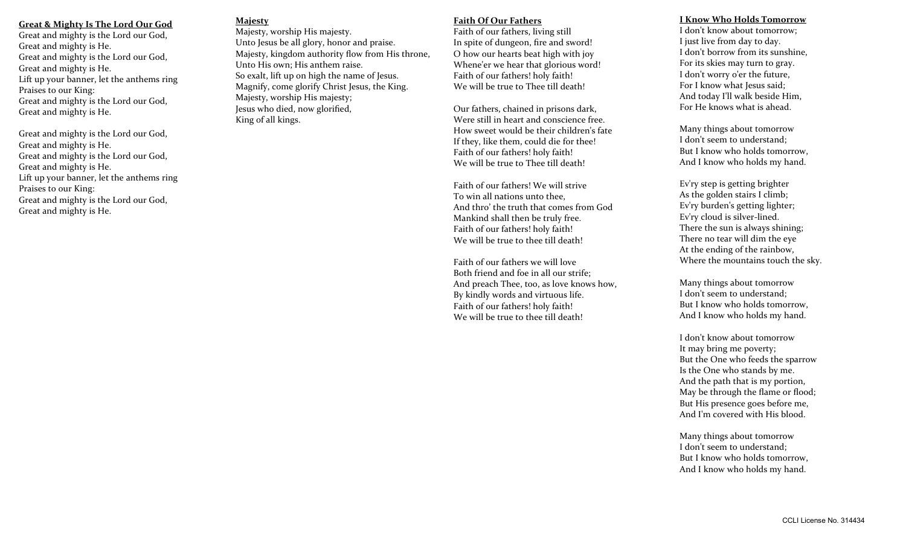**Great & Mighty Is The Lord Our God**

Great and mighty is the Lord our God,
Great and mighty is He.
Great and mighty is the Lord our God,
Great and mighty is He.
Lift up your banner, let the anthems ring
Praises to our King:
Great and mighty is the Lord our God,
Great and mighty is He.

Great and mighty is the Lord our God,
Great and mighty is He.
Great and mighty is the Lord our God,
Great and mighty is He.
Lift up your banner, let the anthems ring
Praises to our King:
Great and mighty is the Lord our God,
Great and mighty is He.

**Majesty**

Majesty, worship His majesty.
Unto Jesus be all glory, honor and praise.
Majesty, kingdom authority flow from His throne,
Unto His own; His anthem raise.
So exalt, lift up on high the name of Jesus.
Magnify, come glorify Christ Jesus, the King.
Majesty, worship His majesty;
Jesus who died, now glorified,
King of all kings.

**Faith Of Our Fathers**

Faith of our fathers, living still
In spite of dungeon, fire and sword!
O how our hearts beat high with joy
Whene'er we hear that glorious word!
Faith of our fathers! holy faith!
We will be true to Thee till death!

Our fathers, chained in prisons dark,
Were still in heart and conscience free.
How sweet would be their children's fate
If they, like them, could die for thee!
Faith of our fathers! holy faith!
We will be true to Thee till death!

Faith of our fathers! We will strive
To win all nations unto thee,
And thro' the truth that comes from God
Mankind shall then be truly free.
Faith of our fathers! holy faith!
We will be true to thee till death!

Faith of our fathers we will love
Both friend and foe in all our strife;
And preach Thee, too, as love knows how,
By kindly words and virtuous life.
Faith of our fathers! holy faith!
We will be true to thee till death!

**I Know Who Holds Tomorrow**

I don't know about tomorrow;
I just live from day to day.
I don't borrow from its sunshine,
For its skies may turn to gray.
I don't worry o'er the future,
For I know what Jesus said;
And today I'll walk beside Him,
For He knows what is ahead.

Many things about tomorrow
I don't seem to understand;
But I know who holds tomorrow,
And I know who holds my hand.

Ev'ry step is getting brighter
As the golden stairs I climb;
Ev'ry burden's getting lighter;
Ev'ry cloud is silver-lined.
There the sun is always shining;
There no tear will dim the eye
At the ending of the rainbow,
Where the mountains touch the sky.

Many things about tomorrow
I don't seem to understand;
But I know who holds tomorrow,
And I know who holds my hand.

I don't know about tomorrow
It may bring me poverty;
But the One who feeds the sparrow
Is the One who stands by me.
And the path that is my portion,
May be through the flame or flood;
But His presence goes before me,
And I'm covered with His blood.

Many things about tomorrow
I don't seem to understand;
But I know who holds tomorrow,
And I know who holds my hand.

CCLI License No. 314434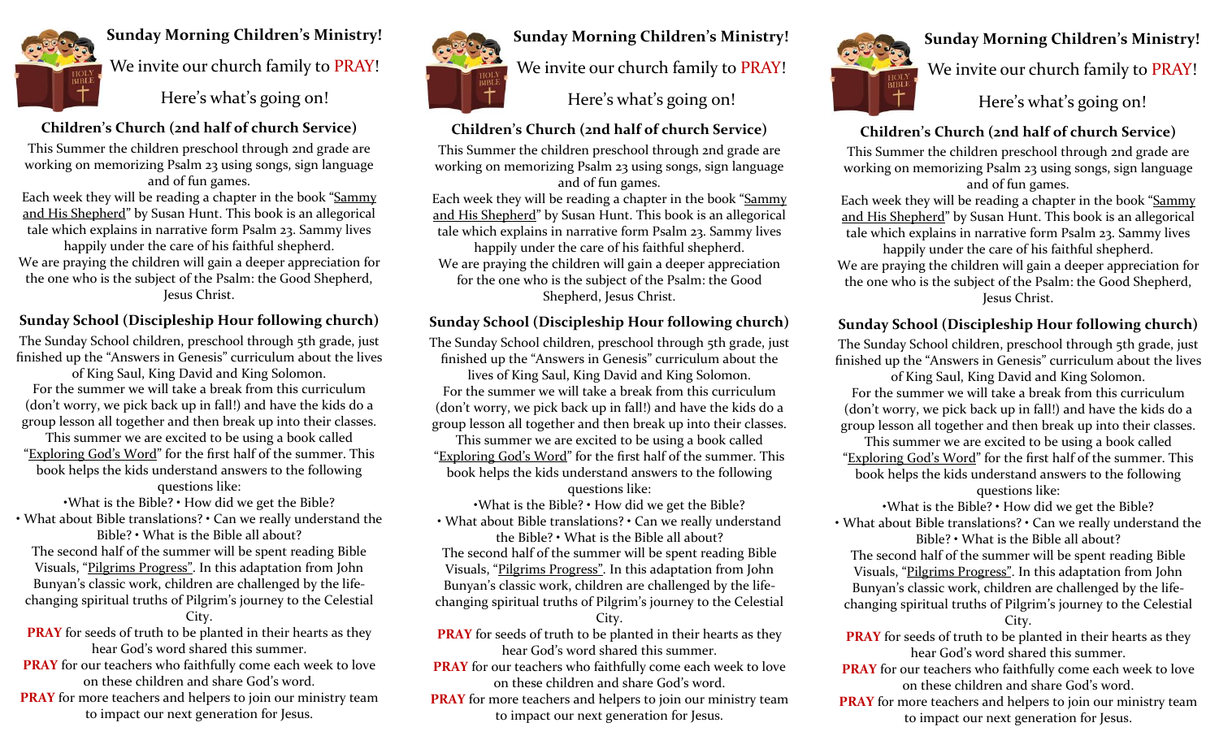## Sunday Morning Children's Ministry!

We invite our church family to PRAY!

Here's what's going on!

### Children's Church (2nd half of church Service)

This Summer the children preschool through 2nd grade are working on memorizing Psalm 23 using songs, sign language and of fun games.

Each week they will be reading a chapter in the book "Sammy and His Shepherd" by Susan Hunt. This book is an allegorical tale which explains in narrative form Psalm 23. Sammy lives happily under the care of his faithful shepherd.

We are praying the children will gain a deeper appreciation for the one who is the subject of the Psalm: the Good Shepherd, Jesus Christ.

### Sunday School (Discipleship Hour following church)

The Sunday School children, preschool through 5th grade, just finished up the "Answers in Genesis" curriculum about the lives of King Saul, King David and King Solomon.

For the summer we will take a break from this curriculum (don't worry, we pick back up in fall!) and have the kids do a group lesson all together and then break up into their classes.

This summer we are excited to be using a book called "Exploring God's Word" for the first half of the summer. This book helps the kids understand answers to the following questions like:

•What is the Bible? • How did we get the Bible?
• What about Bible translations? • Can we really understand the Bible? • What is the Bible all about?

The second half of the summer will be spent reading Bible Visuals, "Pilgrims Progress". In this adaptation from John Bunyan's classic work, children are challenged by the life-changing spiritual truths of Pilgrim's journey to the Celestial City.

**PRAY** for seeds of truth to be planted in their hearts as they hear God's word shared this summer.

**PRAY** for our teachers who faithfully come each week to love on these children and share God's word.

**PRAY** for more teachers and helpers to join our ministry team to impact our next generation for Jesus.

## Sunday Morning Children's Ministry!

We invite our church family to PRAY!

Here's what's going on!

### Children's Church (2nd half of church Service)

This Summer the children preschool through 2nd grade are working on memorizing Psalm 23 using songs, sign language and of fun games.

Each week they will be reading a chapter in the book "Sammy and His Shepherd" by Susan Hunt. This book is an allegorical tale which explains in narrative form Psalm 23. Sammy lives happily under the care of his faithful shepherd.

We are praying the children will gain a deeper appreciation for the one who is the subject of the Psalm: the Good Shepherd, Jesus Christ.

### Sunday School (Discipleship Hour following church)

The Sunday School children, preschool through 5th grade, just finished up the "Answers in Genesis" curriculum about the lives of King Saul, King David and King Solomon.

For the summer we will take a break from this curriculum (don't worry, we pick back up in fall!) and have the kids do a group lesson all together and then break up into their classes.

This summer we are excited to be using a book called "Exploring God's Word" for the first half of the summer. This book helps the kids understand answers to the following questions like:

•What is the Bible? • How did we get the Bible?
• What about Bible translations? • Can we really understand the Bible? • What is the Bible all about?

The second half of the summer will be spent reading Bible Visuals, "Pilgrims Progress". In this adaptation from John Bunyan's classic work, children are challenged by the life-changing spiritual truths of Pilgrim's journey to the Celestial City.

**PRAY** for seeds of truth to be planted in their hearts as they hear God's word shared this summer.

**PRAY** for our teachers who faithfully come each week to love on these children and share God's word.

**PRAY** for more teachers and helpers to join our ministry team to impact our next generation for Jesus.

## Sunday Morning Children's Ministry!

We invite our church family to PRAY!

Here's what's going on!

### Children's Church (2nd half of church Service)

This Summer the children preschool through 2nd grade are working on memorizing Psalm 23 using songs, sign language and of fun games.

Each week they will be reading a chapter in the book "Sammy and His Shepherd" by Susan Hunt. This book is an allegorical tale which explains in narrative form Psalm 23. Sammy lives happily under the care of his faithful shepherd.

We are praying the children will gain a deeper appreciation for the one who is the subject of the Psalm: the Good Shepherd, Jesus Christ.

### Sunday School (Discipleship Hour following church)

The Sunday School children, preschool through 5th grade, just finished up the "Answers in Genesis" curriculum about the lives of King Saul, King David and King Solomon.

For the summer we will take a break from this curriculum (don't worry, we pick back up in fall!) and have the kids do a group lesson all together and then break up into their classes.

This summer we are excited to be using a book called "Exploring God's Word" for the first half of the summer. This book helps the kids understand answers to the following questions like:

•What is the Bible? • How did we get the Bible?
• What about Bible translations? • Can we really understand the Bible? • What is the Bible all about?

The second half of the summer will be spent reading Bible Visuals, "Pilgrims Progress". In this adaptation from John Bunyan's classic work, children are challenged by the life-changing spiritual truths of Pilgrim's journey to the Celestial City.

**PRAY** for seeds of truth to be planted in their hearts as they hear God's word shared this summer.

**PRAY** for our teachers who faithfully come each week to love on these children and share God's word.

**PRAY** for more teachers and helpers to join our ministry team to impact our next generation for Jesus.